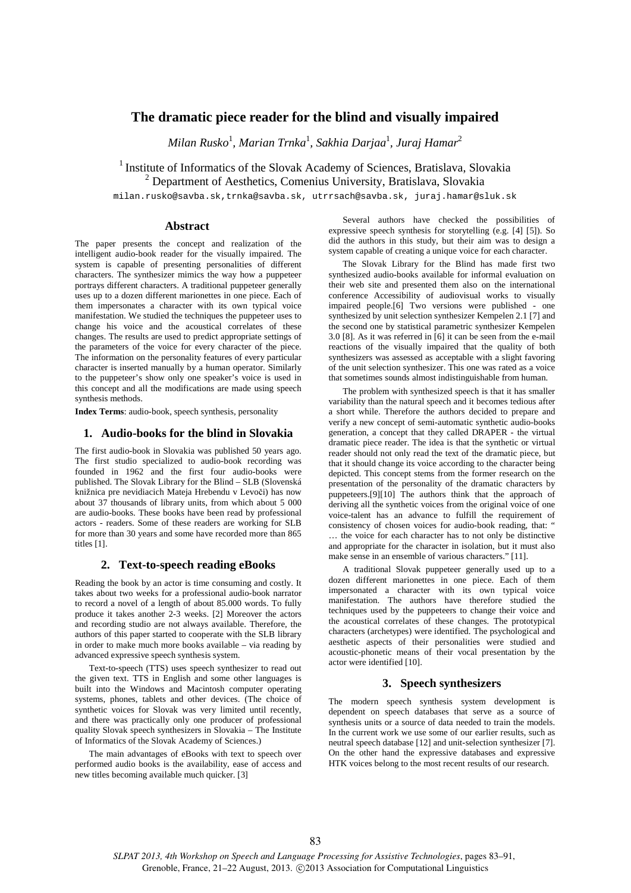# The dramatic piece reader for the blind and visually impaired

*Milan Rusko*[1], *Marian Trnka*[1], *Sakhia Darjaa*[1], *Juraj Hamar*[2]

[1] Institute of Informatics of the Slovak Academy of Sciences, Bratislava, Slovakia
[2] Department of Aesthetics, Comenius University, Bratislava, Slovakia

milan.rusko@savba.sk, trnka@savba.sk, utrrsach@savba.sk, juraj.hamar@sluk.sk

## Abstract

The paper presents the concept and realization of the intelligent audio-book reader for the visually impaired. The system is capable of presenting personalities of different characters. The synthesizer mimics the way how a puppeteer portrays different characters. A traditional puppeteer generally uses up to a dozen different marionettes in one piece. Each of them impersonates a character with its own typical voice manifestation. We studied the techniques the puppeteer uses to change his voice and the acoustical correlates of these changes. The results are used to predict appropriate settings of the parameters of the voice for every character of the piece. The information on the personality features of every particular character is inserted manually by a human operator. Similarly to the puppeteer's show only one speaker's voice is used in this concept and all the modifications are made using speech synthesis methods.

**Index Terms**: audio-book, speech synthesis, personality

## 1. Audio-books for the blind in Slovakia

The first audio-book in Slovakia was published 50 years ago. The first studio specialized to audio-book recording was founded in 1962 and the first four audio-books were published. The Slovak Library for the Blind – SLB (Slovenská knižnica pre nevidiacich Mateja Hrebendu v Levoči) has now about 37 thousands of library units, from which about 5 000 are audio-books. These books have been read by professional actors - readers. Some of these readers are working for SLB for more than 30 years and some have recorded more than 865 titles [1].

## 2. Text-to-speech reading eBooks

Reading the book by an actor is time consuming and costly. It takes about two weeks for a professional audio-book narrator to record a novel of a length of about 85.000 words. To fully produce it takes another 2-3 weeks. [2] Moreover the actors and recording studio are not always available. Therefore, the authors of this paper started to cooperate with the SLB library in order to make much more books available – via reading by advanced expressive speech synthesis system.

Text-to-speech (TTS) uses speech synthesizer to read out the given text. TTS in English and some other languages is built into the Windows and Macintosh computer operating systems, phones, tablets and other devices. (The choice of synthetic voices for Slovak was very limited until recently, and there was practically only one producer of professional quality Slovak speech synthesizers in Slovakia – The Institute of Informatics of the Slovak Academy of Sciences.)

The main advantages of eBooks with text to speech over performed audio books is the availability, ease of access and new titles becoming available much quicker. [3]

Several authors have checked the possibilities of expressive speech synthesis for storytelling (e.g. [4] [5]). So did the authors in this study, but their aim was to design a system capable of creating a unique voice for each character.

The Slovak Library for the Blind has made first two synthesized audio-books available for informal evaluation on their web site and presented them also on the international conference Accessibility of audiovisual works to visually impaired people.[6] Two versions were published - one synthesized by unit selection synthesizer Kempelen 2.1 [7] and the second one by statistical parametric synthesizer Kempelen 3.0 [8]. As it was referred in [6] it can be seen from the e-mail reactions of the visually impaired that the quality of both synthesizers was assessed as acceptable with a slight favoring of the unit selection synthesizer. This one was rated as a voice that sometimes sounds almost indistinguishable from human.

The problem with synthesized speech is that it has smaller variability than the natural speech and it becomes tedious after a short while. Therefore the authors decided to prepare and verify a new concept of semi-automatic synthetic audio-books generation, a concept that they called DRAPER - the virtual dramatic piece reader. The idea is that the synthetic or virtual reader should not only read the text of the dramatic piece, but that it should change its voice according to the character being depicted. This concept stems from the former research on the presentation of the personality of the dramatic characters by puppeteers.[9][10] The authors think that the approach of deriving all the synthetic voices from the original voice of one voice-talent has an advance to fulfill the requirement of consistency of chosen voices for audio-book reading, that: "… the voice for each character has to not only be distinctive and appropriate for the character in isolation, but it must also make sense in an ensemble of various characters." [11].

A traditional Slovak puppeteer generally used up to a dozen different marionettes in one piece. Each of them impersonated a character with its own typical voice manifestation. The authors have therefore studied the techniques used by the puppeteers to change their voice and the acoustical correlates of these changes. The prototypical characters (archetypes) were identified. The psychological and aesthetic aspects of their personalities were studied and acoustic-phonetic means of their vocal presentation by the actor were identified [10].

## 3. Speech synthesizers

The modern speech synthesis system development is dependent on speech databases that serve as a source of synthesis units or a source of data needed to train the models. In the current work we use some of our earlier results, such as neutral speech database [12] and unit-selection synthesizer [7]. On the other hand the expressive databases and expressive HTK voices belong to the most recent results of our research.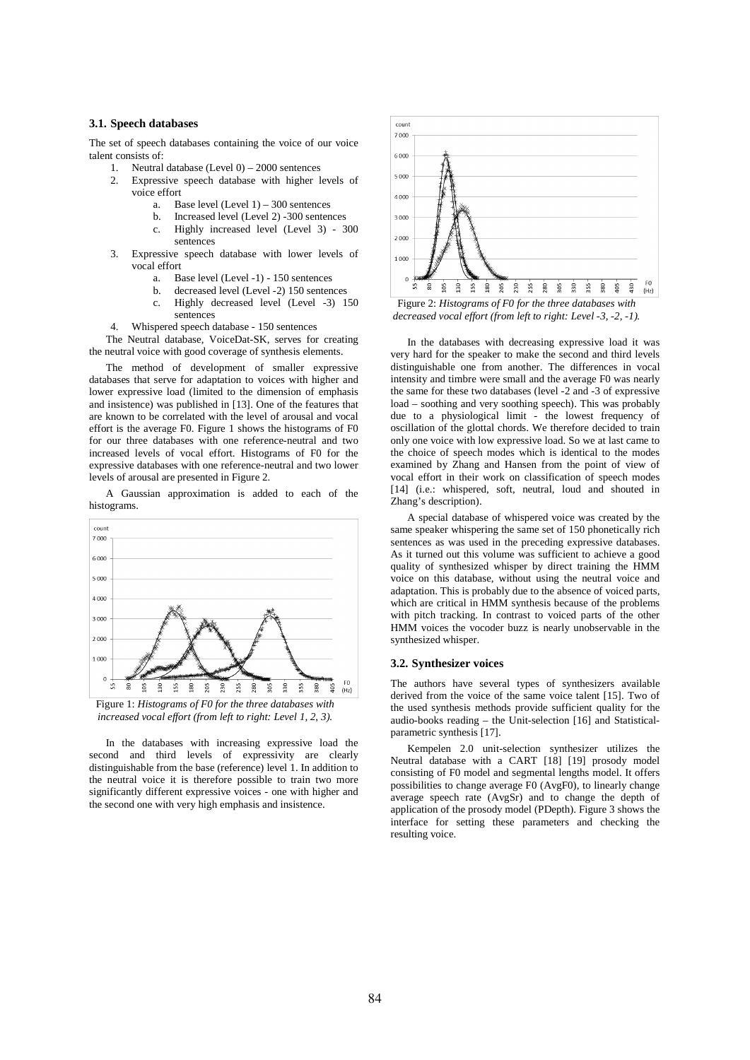### 3.1. Speech databases

The set of speech databases containing the voice of our voice talent consists of:

1. Neutral database (Level 0) – 2000 sentences
2. Expressive speech database with higher levels of voice effort
    a. Base level (Level 1) – 300 sentences
    b. Increased level (Level 2) -300 sentences
    c. Highly increased level (Level 3) - 300 sentences
3. Expressive speech database with lower levels of vocal effort
    a. Base level (Level -1) - 150 sentences
    b. decreased level (Level -2) 150 sentences
    c. Highly decreased level (Level -3) 150 sentences
4. Whispered speech database - 150 sentences

The Neutral database, VoiceDat-SK, serves for creating the neutral voice with good coverage of synthesis elements.

The method of development of smaller expressive databases that serve for adaptation to voices with higher and lower expressive load (limited to the dimension of emphasis and insistence) was published in [13]. One of the features that are known to be correlated with the level of arousal and vocal effort is the average F0. Figure 1 shows the histograms of F0 for our three databases with one reference-neutral and two increased levels of vocal effort. Histograms of F0 for the expressive databases with one reference-neutral and two lower levels of arousal are presented in Figure 2.

A Gaussian approximation is added to each of the histograms.

Figure 1: *Histograms of F0 for the three databases with increased vocal effort (from left to right: Level 1, 2, 3).*

In the databases with increasing expressive load the second and third levels of expressivity are clearly distinguishable from the base (reference) level 1. In addition to the neutral voice it is therefore possible to train two more significantly different expressive voices - one with higher and the second one with very high emphasis and insistence.

Figure 2: *Histograms of F0 for the three databases with decreased vocal effort (from left to right: Level -3, -2, -1).*

In the databases with decreasing expressive load it was very hard for the speaker to make the second and third levels distinguishable one from another. The differences in vocal intensity and timbre were small and the average F0 was nearly the same for these two databases (level -2 and -3 of expressive load – soothing and very soothing speech). This was probably due to a physiological limit - the lowest frequency of oscillation of the glottal chords. We therefore decided to train only one voice with low expressive load. So we at last came to the choice of speech modes which is identical to the modes examined by Zhang and Hansen from the point of view of vocal effort in their work on classification of speech modes [14] (i.e.: whispered, soft, neutral, loud and shouted in Zhang's description).

A special database of whispered voice was created by the same speaker whispering the same set of 150 phonetically rich sentences as was used in the preceding expressive databases. As it turned out this volume was sufficient to achieve a good quality of synthesized whisper by direct training the HMM voice on this database, without using the neutral voice and adaptation. This is probably due to the absence of voiced parts, which are critical in HMM synthesis because of the problems with pitch tracking. In contrast to voiced parts of the other HMM voices the vocoder buzz is nearly unobservable in the synthesized whisper.

### 3.2. Synthesizer voices

The authors have several types of synthesizers available derived from the voice of the same voice talent [15]. Two of the used synthesis methods provide sufficient quality for the audio-books reading – the Unit-selection [16] and Statistical-parametric synthesis [17].

Kempelen 2.0 unit-selection synthesizer utilizes the Neutral database with a CART [18] [19] prosody model consisting of F0 model and segmental lengths model. It offers possibilities to change average F0 (AvgF0), to linearly change average speech rate (AvgSr) and to change the depth of application of the prosody model (PDepth). Figure 3 shows the interface for setting these parameters and checking the resulting voice.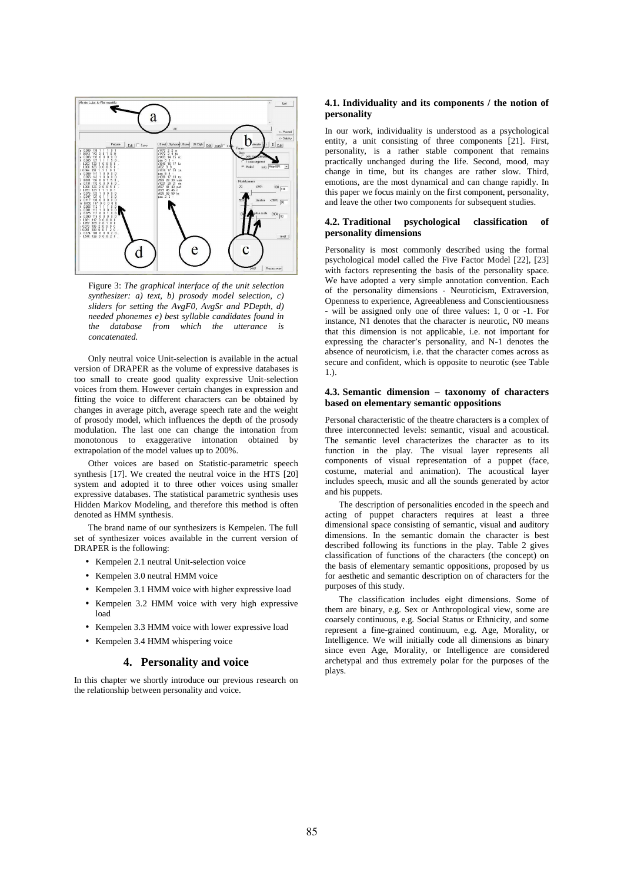Figure 3: *The graphical interface of the unit selection synthesizer: a) text, b) prosody model selection, c) sliders for setting the AvgF0, AvgSr and PDepth, d) needed phonemes e) best syllable candidates found in the database from which the utterance is concatenated.*

Only neutral voice Unit-selection is available in the actual version of DRAPER as the volume of expressive databases is too small to create good quality expressive Unit-selection voices from them. However certain changes in expression and fitting the voice to different characters can be obtained by changes in average pitch, average speech rate and the weight of prosody model, which influences the depth of the prosody modulation. The last one can change the intonation from monotonous to exaggerative intonation obtained by extrapolation of the model values up to 200%.

Other voices are based on Statistic-parametric speech synthesis [17]. We created the neutral voice in the HTS [20] system and adopted it to three other voices using smaller expressive databases. The statistical parametric synthesis uses Hidden Markov Modeling, and therefore this method is often denoted as HMM synthesis.

The brand name of our synthesizers is Kempelen. The full set of synthesizer voices available in the current version of DRAPER is the following:

- Kempelen 2.1 neutral Unit-selection voice
- Kempelen 3.0 neutral HMM voice
- Kempelen 3.1 HMM voice with higher expressive load
- Kempelen 3.2 HMM voice with very high expressive load
- Kempelen 3.3 HMM voice with lower expressive load
- Kempelen 3.4 HMM whispering voice

## 4. Personality and voice

In this chapter we shortly introduce our previous research on the relationship between personality and voice.

### 4.1. Individuality and its components / the notion of personality

In our work, individuality is understood as a psychological entity, a unit consisting of three components [21]. First, personality, is a rather stable component that remains practically unchanged during the life. Second, mood, may change in time, but its changes are rather slow. Third, emotions, are the most dynamical and can change rapidly. In this paper we focus mainly on the first component, personality, and leave the other two components for subsequent studies.

### 4.2. Traditional psychological classification of personality dimensions

Personality is most commonly described using the formal psychological model called the Five Factor Model [22], [23] with factors representing the basis of the personality space. We have adopted a very simple annotation convention. Each of the personality dimensions - Neuroticism, Extraversion, Openness to experience, Agreeableness and Conscientiousness - will be assigned only one of three values: 1, 0 or -1. For instance, N1 denotes that the character is neurotic, N0 means that this dimension is not applicable, i.e. not important for expressing the character's personality, and N-1 denotes the absence of neuroticism, i.e. that the character comes across as secure and confident, which is opposite to neurotic (see Table 1.).

### 4.3. Semantic dimension – taxonomy of characters based on elementary semantic oppositions

Personal characteristic of the theatre characters is a complex of three interconnected levels: semantic, visual and acoustical. The semantic level characterizes the character as to its function in the play. The visual layer represents all components of visual representation of a puppet (face, costume, material and animation). The acoustical layer includes speech, music and all the sounds generated by actor and his puppets.

The description of personalities encoded in the speech and acting of puppet characters requires at least a three dimensional space consisting of semantic, visual and auditory dimensions. In the semantic domain the character is best described following its functions in the play. Table 2 gives classification of functions of the characters (the concept) on the basis of elementary semantic oppositions, proposed by us for aesthetic and semantic description on of characters for the purposes of this study.

The classification includes eight dimensions. Some of them are binary, e.g. Sex or Anthropological view, some are coarsely continuous, e.g. Social Status or Ethnicity, and some represent a fine-grained continuum, e.g. Age, Morality, or Intelligence. We will initially code all dimensions as binary since even Age, Morality, or Intelligence are considered archetypal and thus extremely polar for the purposes of the plays.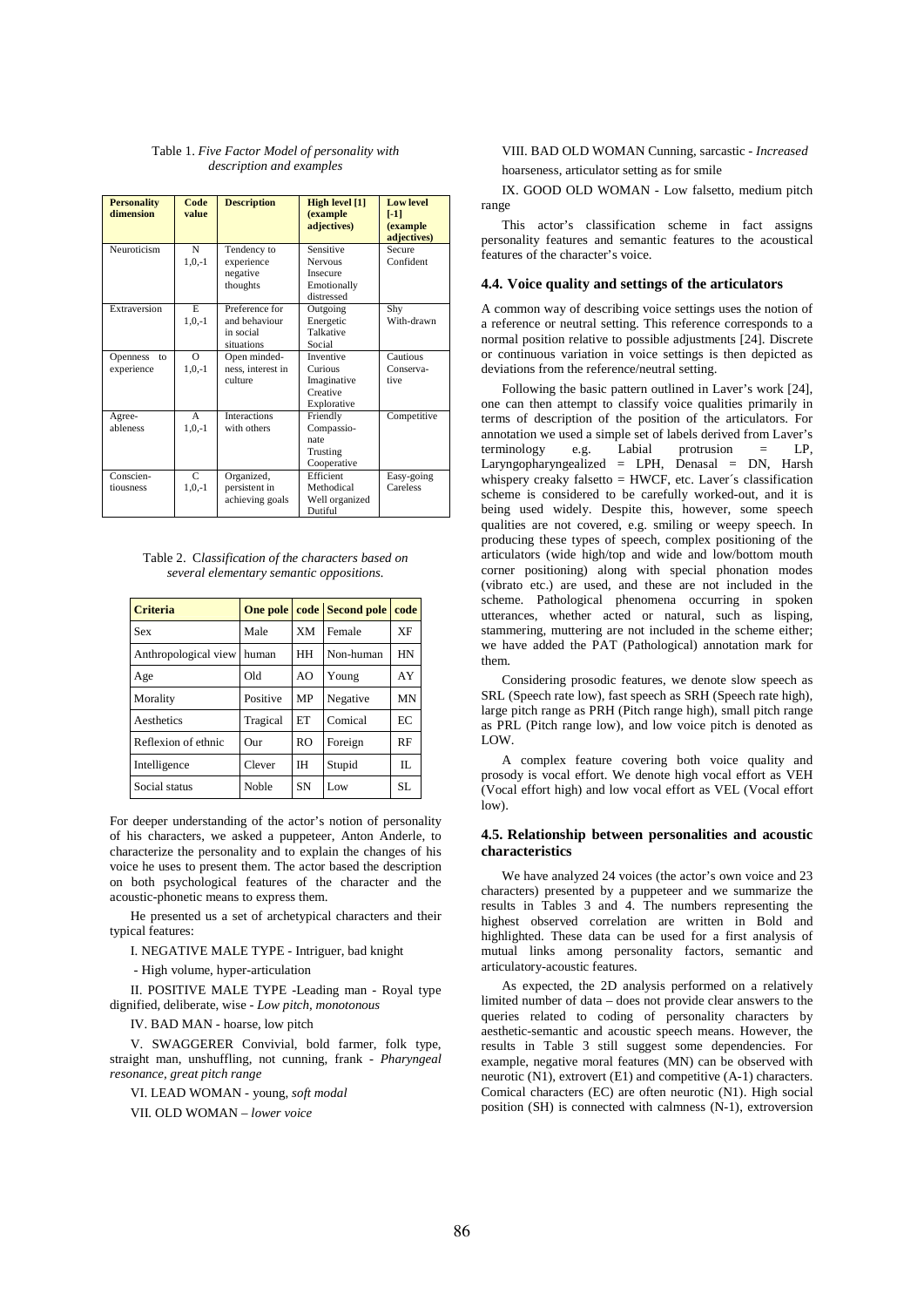Table 1. *Five Factor Model of personality with description and examples*

| Personality dimension | Code value | Description | High level [1] (example adjectives) | Low level [-1] (example adjectives) |
|---|---|---|---|---|
| Neuroticism | N 1,0,-1 | Tendency to experience negative thoughts | Sensitive Nervous Insecure Emotionally distressed | Secure Confident |
| Extraversion | E 1,0,-1 | Preference for and behaviour in social situations | Outgoing Energetic Talkative Social | Shy With-drawn |
| Openness to experience | O 1,0,-1 | Open minded-ness, interest in culture | Inventive Curious Imaginative Creative Explorative | Cautious Conserva-tive |
| Agree-ableness | A 1,0,-1 | Interactions with others | Friendly Compassio-nate Trusting Cooperative | Competitive |
| Conscien-tiousness | C 1,0,-1 | Organized, persistent in achieving goals | Efficient Methodical Well organized Dutiful | Easy-going Careless |

Table 2. C*lassification of the characters based on several elementary semantic oppositions.*

| Criteria | One pole | code | Second pole | code |
|---|---|---|---|---|
| Sex | Male | XM | Female | XF |
| Anthropological view | human | HH | Non-human | HN |
| Age | Old | AO | Young | AY |
| Morality | Positive | MP | Negative | MN |
| Aesthetics | Tragical | ET | Comical | EC |
| Reflexion of ethnic | Our | RO | Foreign | RF |
| Intelligence | Clever | IH | Stupid | IL |
| Social status | Noble | SN | Low | SL |

For deeper understanding of the actor's notion of personality of his characters, we asked a puppeteer, Anton Anderle, to characterize the personality and to explain the changes of his voice he uses to present them. The actor based the description on both psychological features of the character and the acoustic-phonetic means to express them.

He presented us a set of archetypical characters and their typical features:

I. NEGATIVE MALE TYPE - Intriguer, bad knight

- High volume, hyper-articulation

II. POSITIVE MALE TYPE -Leading man - Royal type dignified, deliberate, wise - *Low pitch, monotonous*

IV. BAD MAN - hoarse, low pitch

V. SWAGGERER Convivial, bold farmer, folk type, straight man, unshuffling, not cunning, frank - *Pharyngeal resonance, great pitch range*

VI. LEAD WOMAN - young, *soft modal*

VII. OLD WOMAN – *lower voice*

VIII. BAD OLD WOMAN Cunning, sarcastic - *Increased* hoarseness, articulator setting as for smile

IX. GOOD OLD WOMAN - Low falsetto, medium pitch range

This actor's classification scheme in fact assigns personality features and semantic features to the acoustical features of the character's voice.

### 4.4. Voice quality and settings of the articulators

A common way of describing voice settings uses the notion of a reference or neutral setting. This reference corresponds to a normal position relative to possible adjustments [24]. Discrete or continuous variation in voice settings is then depicted as deviations from the reference/neutral setting.

Following the basic pattern outlined in Laver's work [24], one can then attempt to classify voice qualities primarily in terms of description of the position of the articulators. For annotation we used a simple set of labels derived from Laver's terminology e.g. Labial protrusion = LP, Laryngopharyngealized = LPH, Denasal = DN, Harsh whispery creaky falsetto = HWCF, etc. Laver´s classification scheme is considered to be carefully worked-out, and it is being used widely. Despite this, however, some speech qualities are not covered, e.g. smiling or weepy speech. In producing these types of speech, complex positioning of the articulators (wide high/top and wide and low/bottom mouth corner positioning) along with special phonation modes (vibrato etc.) are used, and these are not included in the scheme. Pathological phenomena occurring in spoken utterances, whether acted or natural, such as lisping, stammering, muttering are not included in the scheme either; we have added the PAT (Pathological) annotation mark for them.

Considering prosodic features, we denote slow speech as SRL (Speech rate low), fast speech as SRH (Speech rate high), large pitch range as PRH (Pitch range high), small pitch range as PRL (Pitch range low), and low voice pitch is denoted as LOW.

A complex feature covering both voice quality and prosody is vocal effort. We denote high vocal effort as VEH (Vocal effort high) and low vocal effort as VEL (Vocal effort low).

### 4.5. Relationship between personalities and acoustic characteristics

We have analyzed 24 voices (the actor's own voice and 23 characters) presented by a puppeteer and we summarize the results in Tables 3 and 4. The numbers representing the highest observed correlation are written in Bold and highlighted. These data can be used for a first analysis of mutual links among personality factors, semantic and articulatory-acoustic features.

As expected, the 2D analysis performed on a relatively limited number of data – does not provide clear answers to the queries related to coding of personality characters by aesthetic-semantic and acoustic speech means. However, the results in Table 3 still suggest some dependencies. For example, negative moral features (MN) can be observed with neurotic (N1), extrovert (E1) and competitive (A-1) characters. Comical characters (EC) are often neurotic (N1). High social position (SH) is connected with calmness (N-1), extroversion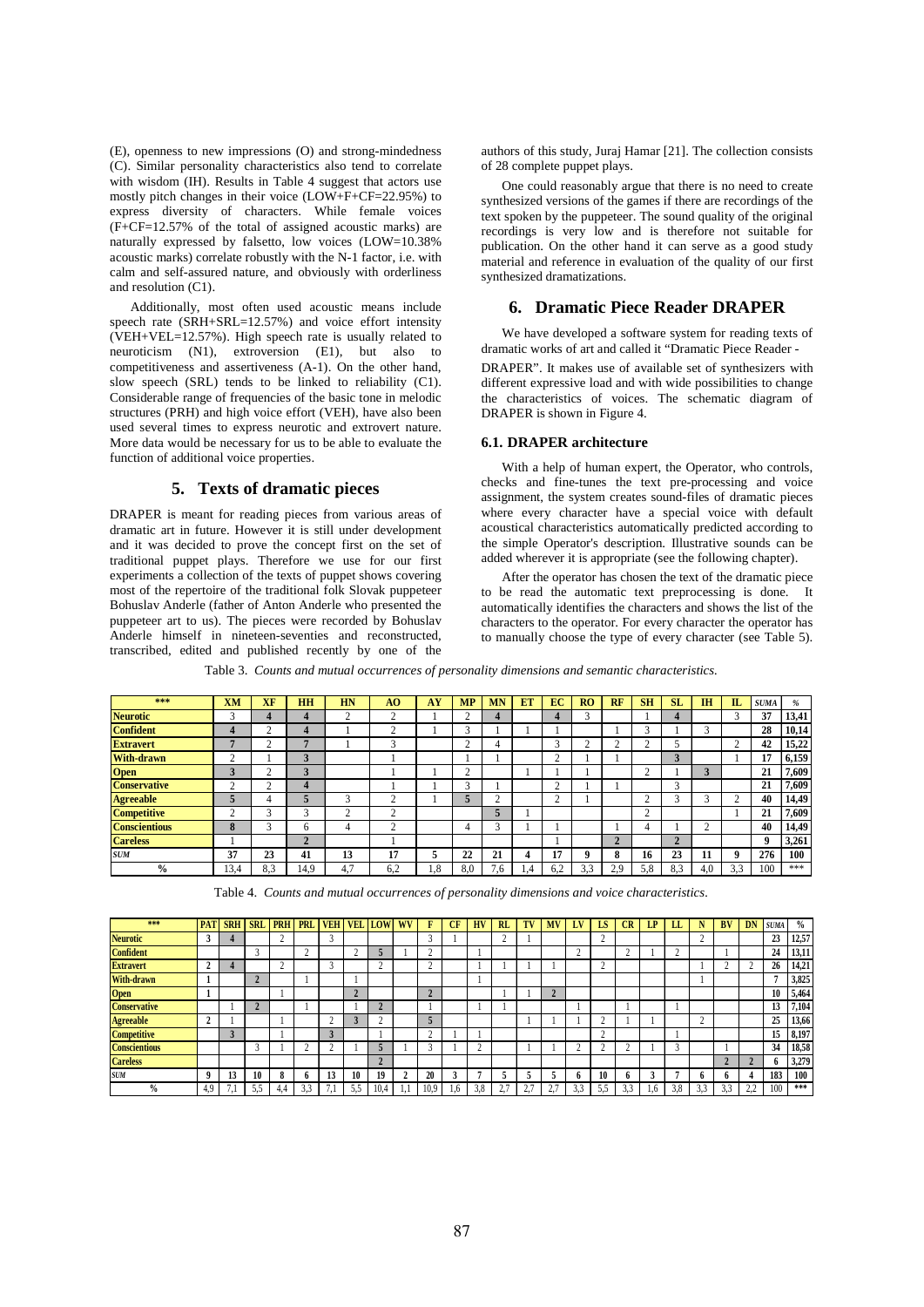(E), openness to new impressions (O) and strong-mindedness (C). Similar personality characteristics also tend to correlate with wisdom (IH). Results in Table 4 suggest that actors use mostly pitch changes in their voice (LOW+F+CF=22.95%) to express diversity of characters. While female voices (F+CF=12.57% of the total of assigned acoustic marks) are naturally expressed by falsetto, low voices (LOW=10.38% acoustic marks) correlate robustly with the N-1 factor, i.e. with calm and self-assured nature, and obviously with orderliness and resolution (C1).

Additionally, most often used acoustic means include speech rate (SRH+SRL=12.57%) and voice intensity (VEH+VEL=12.57%). High speech rate is usually related to neuroticism (N1), extroversion (E1), but also to competitiveness and assertiveness (A-1). On the other hand, slow speech (SRL) tends to be linked to reliability (C1). Considerable range of frequencies of the basic tone in melodic structures (PRH) and high voice effort (VEH), have also been used several times to express neurotic and extrovert nature. More data would be necessary for us to be able to evaluate the function of additional voice properties.

## 5. Texts of dramatic pieces

DRAPER is meant for reading pieces from various areas of dramatic art in future. However it is still under development and it was decided to prove the concept first on the set of traditional puppet plays. Therefore we use for our first experiments a collection of the texts of puppet shows covering most of the repertoire of the traditional folk Slovak puppeteer Bohuslav Anderle (father of Anton Anderle who presented the puppeteer art to us). The pieces were recorded by Bohuslav Anderle himself in nineteen-seventies and reconstructed, transcribed, edited and published recently by one of the authors of this study, Juraj Hamar [21]. The collection consists of 28 complete puppet plays.

One could reasonably argue that there is no need to create synthesized versions of the games if there are recordings of the text spoken by the puppeteer. The sound quality of the original recordings is very low and is therefore not suitable for publication. On the other hand it can serve as a good study material and reference in evaluation of the quality of our first synthesized dramatizations.

## 6. Dramatic Piece Reader DRAPER

We have developed a software system for reading texts of dramatic works of art and called it "Dramatic Piece Reader - DRAPER". It makes use of available set of synthesizers with different expressive load and with wide possibilities to change the characteristics of voices. The schematic diagram of DRAPER is shown in Figure 4.

### 6.1. DRAPER architecture

With a help of human expert, the Operator, who controls, checks and fine-tunes the text pre-processing and voice assignment, the system creates sound-files of dramatic pieces where every character have a special voice with default acoustical characteristics automatically predicted according to the simple Operator's description. Illustrative sounds can be added wherever it is appropriate (see the following chapter).

After the operator has chosen the text of the dramatic piece to be read the automatic text preprocessing is done. It automatically identifies the characters and shows the list of the characters to the operator. For every character the operator has to manually choose the type of every character (see Table 5).

Table 3. *Counts and mutual occurrences of personality dimensions and semantic characteristics.*

| *** | XM | XF | HH | HN | AO | AY | MP | MN | ET | EC | RO | RF | SH | SL | IH | IL | SUMA | % |
|---|---|---|---|---|---|---|---|---|---|---|---|---|---|---|---|---|---|---|
| Neurotic | 3 | 4 | 4 | 2 | 2 | 1 | 2 | 4 | | 4 | 3 | | 1 | 4 | | 3 | 37 | 13,41 |
| Confident | 4 | 2 | 4 | 1 | 2 | 1 | 3 | 1 | | 1 | | 1 | 3 | 1 | 3 | | 28 | 10,14 |
| Extravert | 7 | 2 | 7 | 1 | 3 | | 2 | 4 | 1 | 3 | 2 | 2 | 2 | 5 | | 2 | 42 | 15,22 |
| With-drawn | 2 | 1 | 3 | | 1 | | 1 | 1 | | 2 | 1 | 1 | | 3 | | 1 | 17 | 6,159 |
| Open | 3 | 2 | 3 | | 1 | 1 | 2 | | 1 | 1 | 1 | | 2 | 1 | 3 | | 21 | 7,609 |
| Conservative | 2 | 2 | 4 | | 1 | 1 | 3 | 1 | | 2 | 1 | 1 | | 3 | | | 21 | 7,609 |
| Agreeable | 5 | 4 | 5 | 3 | 2 | 1 | 5 | 2 | | 2 | 1 | | 2 | 3 | 3 | 2 | 40 | 14,49 |
| Competitive | 2 | 3 | 3 | 2 | 2 | | | 5 | 1 | | | | 2 | | | 1 | 21 | 7,609 |
| Conscientious | 8 | 3 | 6 | 4 | 2 | | 4 | 3 | 1 | 1 | | 1 | 4 | 1 | 2 | | 40 | 14,49 |
| Careless | 1 | | 2 | | 1 | | | | | 1 | | 2 | | 2 | | | 9 | 3,261 |
| *SUM* | 37 | 23 | 41 | 13 | 17 | 5 | 22 | 21 | 4 | 17 | 9 | 8 | 16 | 23 | 11 | 9 | 276 | 100 |
| % | 13,4 | 8,3 | 14,9 | 4,7 | 6,2 | 1,8 | 8,0 | 7,6 | 1,4 | 6,2 | 3,3 | 2,9 | 5,8 | 8,3 | 4,0 | 3,3 | 100 | *** |

Table 4. *Counts and mutual occurrences of personality dimensions and voice characteristics.*

| *** | PAT | SRH | SRL | PRH | PRL | VEH | VEL | LOW | WV | F | CF | HV | RL | TV | MV | LV | LS | CR | LP | LL | N | BV | DN | SUMA | % |
|---|---|---|---|---|---|---|---|---|---|---|---|---|---|---|---|---|---|---|---|---|---|---|---|---|---|
| Neurotic | 3 | 4 | | 2 | | 3 | | | | 3 | 1 | | 2 | 1 | | | 2 | | | | 2 | | | 23 | 12,57 |
| Confident | | | 3 | | 2 | | 2 | 5 | 1 | 2 | | 1 | | | | 2 | | 2 | 1 | 2 | | 1 | | 24 | 13,11 |
| Extravert | 2 | 4 | | 2 | | 3 | | 2 | | 2 | | 1 | 1 | 1 | 1 | | 2 | | | | 1 | 2 | 2 | 26 | 14,21 |
| With-drawn | 1 | | 2 | | 1 | | 1 | | | | | 1 | | | | | | | | | 1 | | | 7 | 3,825 |
| Open | 1 | | | 1 | | | 2 | | | 2 | | | 1 | 1 | 2 | | | | | | | | | 10 | 5,464 |
| Conservative | | 1 | 2 | | 1 | | 1 | 2 | | 1 | | 1 | 1 | | | 1 | | 1 | | 1 | | | | 13 | 7,104 |
| Agreeable | 2 | 1 | | 1 | | 2 | 3 | 2 | | 5 | | | | 1 | 1 | 1 | 2 | 1 | 1 | | 2 | | | 25 | 13,66 |
| Competitive | | 3 | | 1 | 1 | 3 | | 1 | | 2 | 1 | 1 | | | | | 2 | | | 1 | | | | 15 | 8,197 |
| Conscientious | | | 3 | 1 | 2 | 2 | 1 | 5 | 1 | 3 | 1 | 2 | | 1 | 1 | 2 | 2 | 2 | 1 | 3 | | 1 | | 34 | 18,58 |
| Careless | | | | | | | | 2 | | | | | | | | | | | | | | 2 | 2 | 6 | 3,279 |
| *SUM* | 9 | 13 | 10 | 8 | 6 | 13 | 10 | 19 | 2 | 20 | 3 | 7 | 5 | 5 | 5 | 6 | 10 | 6 | 3 | 7 | 6 | 6 | 4 | 183 | 100 |
| % | 4,9 | 7,1 | 5,5 | 4,4 | 3,3 | 7,1 | 5,5 | 10,4 | 1,1 | 10,9 | 1,6 | 3,8 | 2,7 | 2,7 | 2,7 | 3,3 | 5,5 | 3,3 | 1,6 | 3,8 | 3,3 | 3,3 | 2,2 | 100 | *** |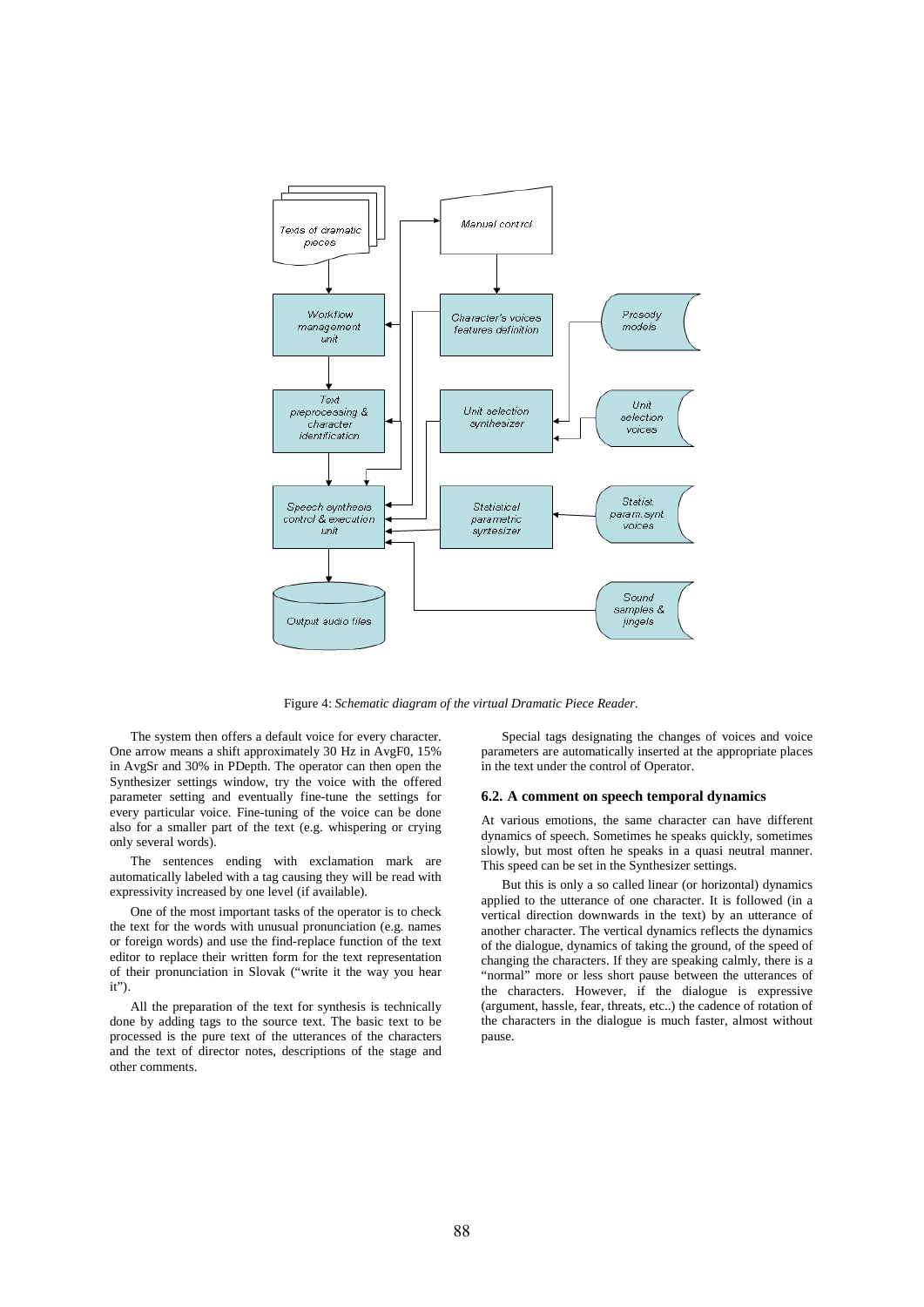Figure 4: *Schematic diagram of the virtual Dramatic Piece Reader.*

The system then offers a default voice for every character. One arrow means a shift approximately 30 Hz in AvgF0, 15% in AvgSr and 30% in PDepth. The operator can then open the Synthesizer settings window, try the voice with the offered parameter setting and eventually fine-tune the settings for every particular voice. Fine-tuning of the voice can be done also for a smaller part of the text (e.g. whispering or crying only several words).

The sentences ending with exclamation mark are automatically labeled with a tag causing they will be read with expressivity increased by one level (if available).

One of the most important tasks of the operator is to check the text for the words with unusual pronunciation (e.g. names or foreign words) and use the find-replace function of the text editor to replace their written form for the text representation of their pronunciation in Slovak ("write it the way you hear it").

All the preparation of the text for synthesis is technically done by adding tags to the source text. The basic text to be processed is the pure text of the utterances of the characters and the text of director notes, descriptions of the stage and other comments.

Special tags designating the changes of voices and voice parameters are automatically inserted at the appropriate places in the text under the control of Operator.

### 6.2. A comment on speech temporal dynamics

At various emotions, the same character can have different dynamics of speech. Sometimes he speaks quickly, sometimes slowly, but most often he speaks in a quasi neutral manner. This speed can be set in the Synthesizer settings.

But this is only a so called linear (or horizontal) dynamics applied to the utterance of one character. It is followed (in a vertical direction downwards in the text) by an utterance of another character. The vertical dynamics reflects the dynamics of the dialogue, dynamics of taking the ground, of the speed of changing the characters. If they are speaking calmly, there is a "normal" more or less short pause between the utterances of the characters. However, if the dialogue is expressive (argument, hassle, fear, threats, etc..) the cadence of rotation of the characters in the dialogue is much faster, almost without pause.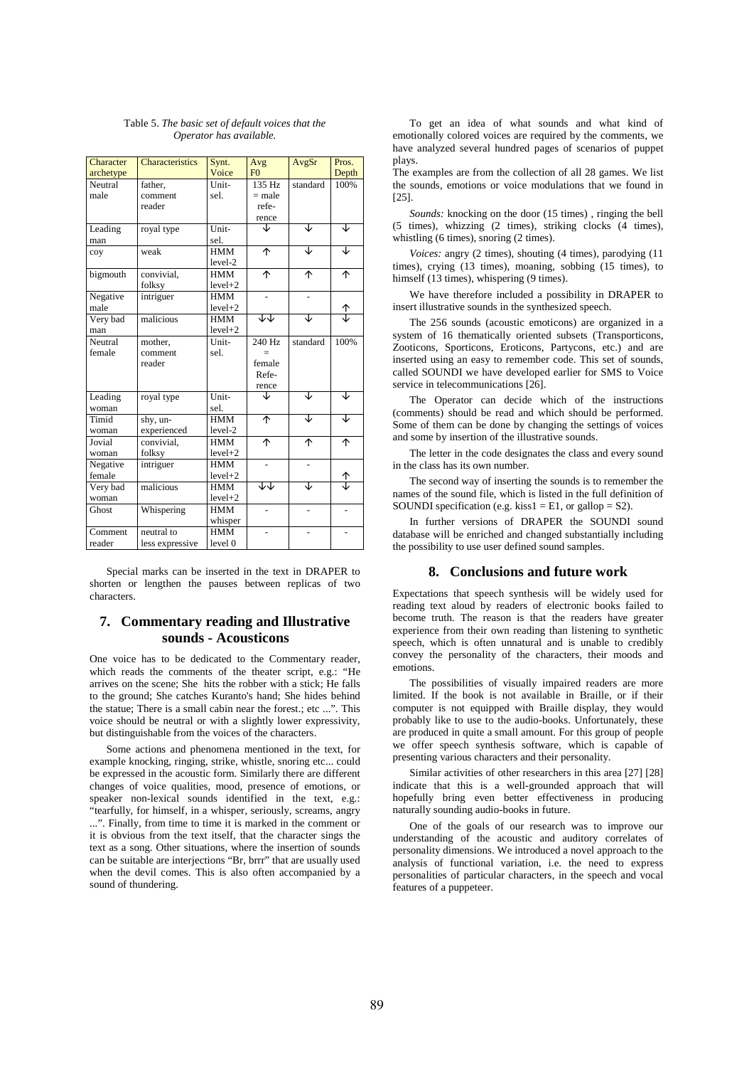Table 5. *The basic set of default voices that the Operator has available.*

| Character archetype | Characteristics | Synt. Voice | Avg F0 | AvgSr | Pros. Depth |
|---|---|---|---|---|---|
| Neutral male | father, comment reader | Unit-sel. | 135 Hz = male reference | standard | 100% |
| Leading man | royal type | Unit-sel. | ↓ | ↓ | ↓ |
| coy | weak | HMM level-2 | ↑ | ↓ | ↓ |
| bigmouth | convivial, folksy | HMM level+2 | ↑ | ↑ | ↑ |
| Negative male | intriguer | HMM level+2 | - | - | ↑↓ |
| Very bad man | malicious | HMM level+2 | ↓↓ | ↓ | ↓ |
| Neutral female | mother, comment reader | Unit-sel. | 240 Hz = female Reference | standard | 100% |
| Leading woman | royal type | Unit-sel. | ↓ | ↓ | ↓ |
| Timid woman | shy, un-experienced | HMM level-2 | ↑ | ↓ | ↓ |
| Jovial woman | convivial, folksy | HMM level+2 | ↑ | ↑ | ↑ |
| Negative female | intriguer | HMM level+2 | - | - | ↑↓ |
| Very bad woman | malicious | HMM level+2 | ↓↓ | ↓ | ↓ |
| Ghost | Whispering | HMM whisper | - | - | - |
| Comment reader | neutral to less expressive | HMM level 0 | - | - | - |

Special marks can be inserted in the text in DRAPER to shorten or lengthen the pauses between replicas of two characters.

## 7. Commentary reading and Illustrative sounds - Acousticons

One voice has to be dedicated to the Commentary reader, which reads the comments of the theater script, e.g.: "He arrives on the scene; She hits the robber with a stick; He falls to the ground; She catches Kuranto's hand; She hides behind the statue; There is a small cabin near the forest.; etc ...". This voice should be neutral or with a slightly lower expressivity, but distinguishable from the voices of the characters.

Some actions and phenomena mentioned in the text, for example knocking, ringing, strike, whistle, snoring etc... could be expressed in the acoustic form. Similarly there are different changes of voice qualities, mood, presence of emotions, or speaker non-lexical sounds identified in the text, e.g.: "tearfully, for himself, in a whisper, seriously, screams, angry ...". Finally, from time to time it is marked in the comment or it is obvious from the text itself, that the character sings the text as a song. Other situations, where the insertion of sounds can be suitable are interjections "Br, brrr" that are usually used when the devil comes. This is also often accompanied by a sound of thundering.

To get an idea of what sounds and what kind of emotionally colored voices are required by the comments, we have analyzed several hundred pages of scenarios of puppet plays.
The examples are from the collection of all 28 games. We list the sounds, emotions or voice modulations that we found in [25].

*Sounds:* knocking on the door (15 times) , ringing the bell (5 times), whizzing (2 times), striking clocks (4 times), whistling (6 times), snoring (2 times).

*Voices:* angry (2 times), shouting (4 times), parodying (11 times), crying (13 times), moaning, sobbing (15 times), to himself (13 times), whispering (9 times).

We have therefore included a possibility in DRAPER to insert illustrative sounds in the synthesized speech.

The 256 sounds (acoustic emoticons) are organized in a system of 16 thematically oriented subsets (Transporticons, Zooticons, Sporticons, Eroticons, Partycons, etc.) and are inserted using an easy to remember code. This set of sounds, called SOUNDI we have developed earlier for SMS to Voice service in telecommunications [26].

The Operator can decide which of the instructions (comments) should be read and which should be performed. Some of them can be done by changing the settings of voices and some by insertion of the illustrative sounds.

The letter in the code designates the class and every sound in the class has its own number.

The second way of inserting the sounds is to remember the names of the sound file, which is listed in the full definition of SOUNDI specification (e.g. kiss1 = E1, or gallop = S2).

In further versions of DRAPER the SOUNDI sound database will be enriched and changed substantially including the possibility to use user defined sound samples.

## 8. Conclusions and future work

Expectations that speech synthesis will be widely used for reading text aloud by readers of electronic books failed to become truth. The reason is that the readers have greater experience from their own reading than listening to synthetic speech, which is often unnatural and is unable to credibly convey the personality of the characters, their moods and emotions.

The possibilities of visually impaired readers are more limited. If the book is not available in Braille, or if their computer is not equipped with Braille display, they would probably like to use to the audio-books. Unfortunately, these are produced in quite a small amount. For this group of people we offer speech synthesis software, which is capable of presenting various characters and their personality.

Similar activities of other researchers in this area [27] [28] indicate that this is a well-grounded approach that will hopefully bring even better effectiveness in producing naturally sounding audio-books in future.

One of the goals of our research was to improve our understanding of the acoustic and auditory correlates of personality dimensions. We introduced a novel approach to the analysis of functional variation, i.e. the need to express personalities of particular characters, in the speech and vocal features of a puppeteer.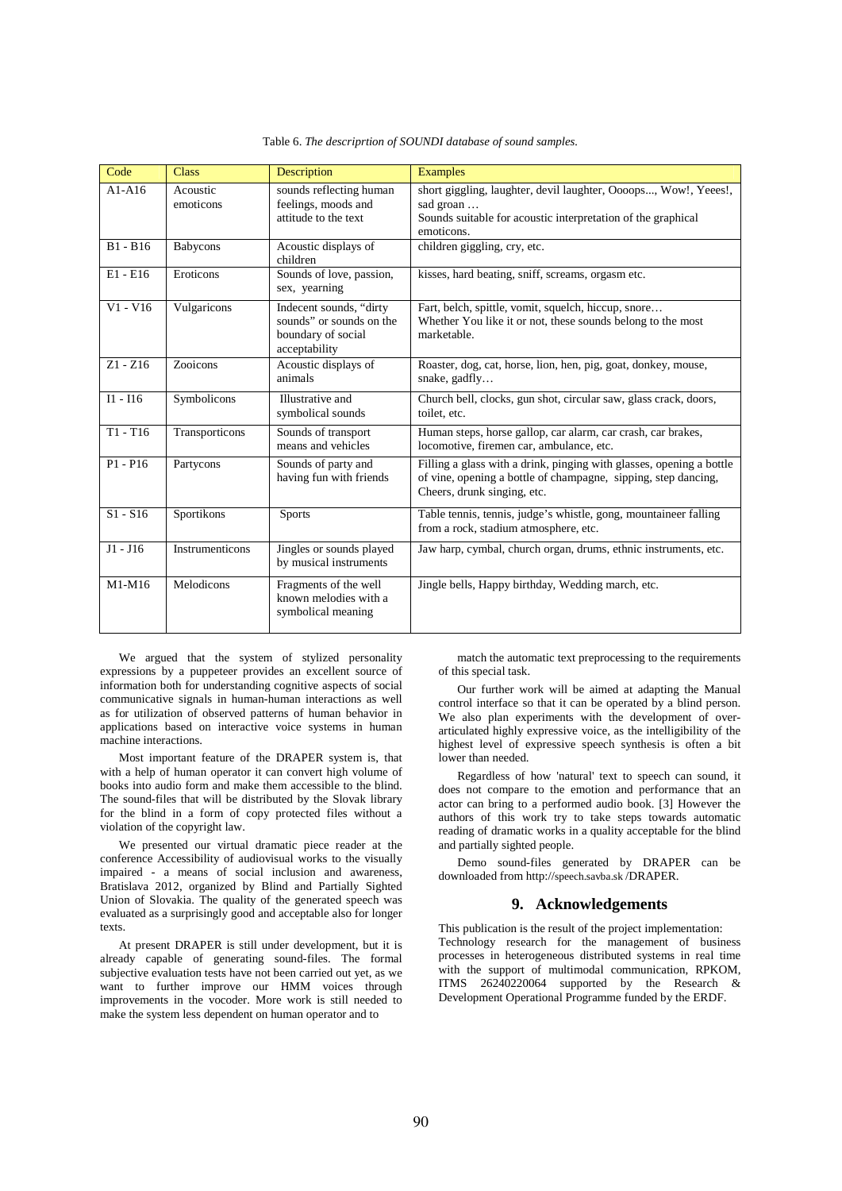Table 6. *The descriprtion of SOUNDI database of sound samples.*

| Code | Class | Description | Examples |
|---|---|---|---|
| A1-A16 | Acoustic emoticons | sounds reflecting human feelings, moods and attitude to the text | short giggling, laughter, devil laughter, Oooops..., Wow!, Yeees!, sad groan … Sounds suitable for acoustic interpretation of the graphical emoticons. |
| B1 - B16 | Babycons | Acoustic displays of children | children giggling, cry, etc. |
| E1 - E16 | Eroticons | Sounds of love, passion, sex, yearning | kisses, hard beating, sniff, screams, orgasm etc. |
| V1 - V16 | Vulgaricons | Indecent sounds, "dirty sounds" or sounds on the boundary of social acceptability | Fart, belch, spittle, vomit, squelch, hiccup, snore… Whether You like it or not, these sounds belong to the most marketable. |
| Z1 - Z16 | Zooicons | Acoustic displays of animals | Roaster, dog, cat, horse, lion, hen, pig, goat, donkey, mouse, snake, gadfly… |
| I1 - I16 | Symbolicons | Illustrative and symbolical sounds | Church bell, clocks, gun shot, circular saw, glass crack, doors, toilet, etc. |
| T1 - T16 | Transporticons | Sounds of transport means and vehicles | Human steps, horse gallop, car alarm, car crash, car brakes, locomotive, firemen car, ambulance, etc. |
| P1 - P16 | Partycons | Sounds of party and having fun with friends | Filling a glass with a drink, pinging with glasses, opening a bottle of vine, opening a bottle of champagne, sipping, step dancing, Cheers, drunk singing, etc. |
| S1 - S16 | Sportikons | Sports | Table tennis, tennis, judge's whistle, gong, mountaineer falling from a rock, stadium atmosphere, etc. |
| J1 - J16 | Instrumenticons | Jingles or sounds played by musical instruments | Jaw harp, cymbal, church organ, drums, ethnic instruments, etc. |
| M1-M16 | Melodicons | Fragments of the well known melodies with a symbolical meaning | Jingle bells, Happy birthday, Wedding march, etc. |

We argued that the system of stylized personality expressions by a puppeteer provides an excellent source of information both for understanding cognitive aspects of social communicative signals in human-human interactions as well as for utilization of observed patterns of human behavior in applications based on interactive voice systems in human machine interactions.

Most important feature of the DRAPER system is, that with a help of human operator it can convert high volume of books into audio form and make them accessible to the blind. The sound-files that will be distributed by the Slovak library for the blind in a form of copy protected files without a violation of the copyright law.

We presented our virtual dramatic piece reader at the conference Accessibility of audiovisual works to the visually impaired - a means of social inclusion and awareness, Bratislava 2012, organized by Blind and Partially Sighted Union of Slovakia. The quality of the generated speech was evaluated as a surprisingly good and acceptable also for longer texts.

At present DRAPER is still under development, but it is already capable of generating sound-files. The formal subjective evaluation tests have not been carried out yet, as we want to further improve our HMM voices through improvements in the vocoder. More work is still needed to make the system less dependent on human operator and to match the automatic text preprocessing to the requirements of this special task.

Our further work will be aimed at adapting the Manual control interface so that it can be operated by a blind person. We also plan experiments with the development of over-articulated highly expressive voice, as the intelligibility of the highest level of expressive speech synthesis is often a bit lower than needed.

Regardless of how 'natural' text to speech can sound, it does not compare to the emotion and performance that an actor can bring to a performed audio book. [3] However the authors of this work try to take steps towards automatic reading of dramatic works in a quality acceptable for the blind and partially sighted people.

Demo sound-files generated by DRAPER can be downloaded from http://speech.savba.sk /DRAPER.

## 9. Acknowledgements

This publication is the result of the project implementation: Technology research for the management of business processes in heterogeneous distributed systems in real time with the support of multimodal communication, RPKOM, ITMS 26240220064 supported by the Research & Development Operational Programme funded by the ERDF.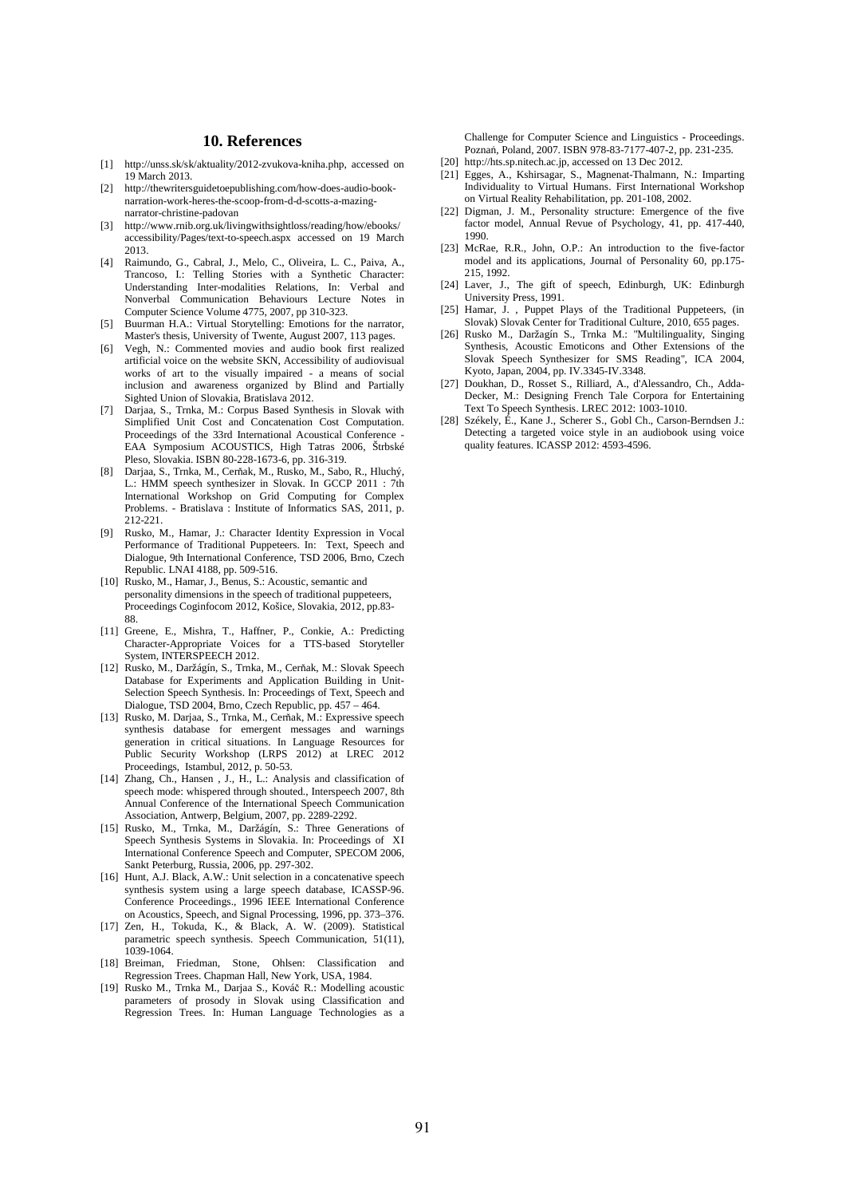## 10. References

[1] http://unss.sk/sk/aktuality/2012-zvukova-kniha.php, accessed on 19 March 2013.

[2] http://thewritersguidetoepublishing.com/how-does-audio-book-narration-work-heres-the-scoop-from-d-d-scotts-a-mazing-narrator-christine-padovan

[3] http://www.rnib.org.uk/livingwithsightloss/reading/how/ebooks/accessibility/Pages/text-to-speech.aspx accessed on 19 March 2013.

[4] Raimundo, G., Cabral, J., Melo, C., Oliveira, L. C., Paiva, A., Trancoso, I.: Telling Stories with a Synthetic Character: Understanding Inter-modalities Relations, In: Verbal and Nonverbal Communication Behaviours Lecture Notes in Computer Science Volume 4775, 2007, pp 310-323.

[5] Buurman H.A.: Virtual Storytelling: Emotions for the narrator, Master's thesis, University of Twente, August 2007, 113 pages.

[6] Vegh, N.: Commented movies and audio book first realized artificial voice on the website SKN, Accessibility of audiovisual works of art to the visually impaired - a means of social inclusion and awareness organized by Blind and Partially Sighted Union of Slovakia, Bratislava 2012.

[7] Darjaa, S., Trnka, M.: Corpus Based Synthesis in Slovak with Simplified Unit Cost and Concatenation Cost Computation. Proceedings of the 33rd International Acoustical Conference - EAA Symposium ACOUSTICS, High Tatras 2006, Štrbské Pleso, Slovakia. ISBN 80-228-1673-6, pp. 316-319.

[8] Darjaa, S., Trnka, M., Cerňak, M., Rusko, M., Sabo, R., Hluchý, L.: HMM speech synthesizer in Slovak. In GCCP 2011 : 7th International Workshop on Grid Computing for Complex Problems. - Bratislava : Institute of Informatics SAS, 2011, p. 212-221.

[9] Rusko, M., Hamar, J.: Character Identity Expression in Vocal Performance of Traditional Puppeteers. In: Text, Speech and Dialogue, 9th International Conference, TSD 2006, Brno, Czech Republic. LNAI 4188, pp. 509-516.

[10] Rusko, M., Hamar, J., Benus, S.: Acoustic, semantic and personality dimensions in the speech of traditional puppeteers, Proceedings Coginfocom 2012, Košice, Slovakia, 2012, pp.83-88.

[11] Greene, E., Mishra, T., Haffner, P., Conkie, A.: Predicting Character-Appropriate Voices for a TTS-based Storyteller System, INTERSPEECH 2012.

[12] Rusko, M., Daržágín, S., Trnka, M., Cerňak, M.: Slovak Speech Database for Experiments and Application Building in Unit-Selection Speech Synthesis. In: Proceedings of Text, Speech and Dialogue, TSD 2004, Brno, Czech Republic, pp. 457 – 464.

[13] Rusko, M. Darjaa, S., Trnka, M., Cerňak, M.: Expressive speech synthesis database for emergent messages and warnings generation in critical situations. In Language Resources for Public Security Workshop (LRPS 2012) at LREC 2012 Proceedings, Istambul, 2012, p. 50-53.

[14] Zhang, Ch., Hansen , J., H., L.: Analysis and classification of speech mode: whispered through shouted., Interspeech 2007, 8th Annual Conference of the International Speech Communication Association, Antwerp, Belgium, 2007, pp. 2289-2292.

[15] Rusko, M., Trnka, M., Daržágín, S.: Three Generations of Speech Synthesis Systems in Slovakia. In: Proceedings of XI International Conference Speech and Computer, SPECOM 2006, Sankt Peterburg, Russia, 2006, pp. 297-302.

[16] Hunt, A.J. Black, A.W.: Unit selection in a concatenative speech synthesis system using a large speech database, ICASSP-96. Conference Proceedings., 1996 IEEE International Conference on Acoustics, Speech, and Signal Processing, 1996, pp. 373–376.

[17] Zen, H., Tokuda, K., & Black, A. W. (2009). Statistical parametric speech synthesis. Speech Communication, 51(11), 1039-1064.

[18] Breiman, Friedman, Stone, Ohlsen: Classification and Regression Trees. Chapman Hall, New York, USA, 1984.

[19] Rusko M., Trnka M., Darjaa S., Kováč R.: Modelling acoustic parameters of prosody in Slovak using Classification and Regression Trees. In: Human Language Technologies as a Challenge for Computer Science and Linguistics - Proceedings. Poznań, Poland, 2007. ISBN 978-83-7177-407-2, pp. 231-235.

[20] http://hts.sp.nitech.ac.jp, accessed on 13 Dec 2012.

[21] Egges, A., Kshirsagar, S., Magnenat-Thalmann, N.: Imparting Individuality to Virtual Humans. First International Workshop on Virtual Reality Rehabilitation, pp. 201-108, 2002.

[22] Digman, J. M., Personality structure: Emergence of the five factor model, Annual Revue of Psychology, 41, pp. 417-440, 1990.

[23] McRae, R.R., John, O.P.: An introduction to the five-factor model and its applications, Journal of Personality 60, pp.175-215, 1992.

[24] Laver, J., The gift of speech, Edinburgh, UK: Edinburgh University Press, 1991.

[25] Hamar, J. , Puppet Plays of the Traditional Puppeteers, (in Slovak) Slovak Center for Traditional Culture, 2010, 655 pages.

[26] Rusko M., Daržagín S., Trnka M.: "Multilinguality, Singing Synthesis, Acoustic Emoticons and Other Extensions of the Slovak Speech Synthesizer for SMS Reading", ICA 2004, Kyoto, Japan, 2004, pp. IV.3345-IV.3348.

[27] Doukhan, D., Rosset S., Rilliard, A., d'Alessandro, Ch., Adda-Decker, M.: Designing French Tale Corpora for Entertaining Text To Speech Synthesis. LREC 2012: 1003-1010.

[28] Székely, É., Kane J., Scherer S., Gobl Ch., Carson-Berndsen J.: Detecting a targeted voice style in an audiobook using voice quality features. ICASSP 2012: 4593-4596.